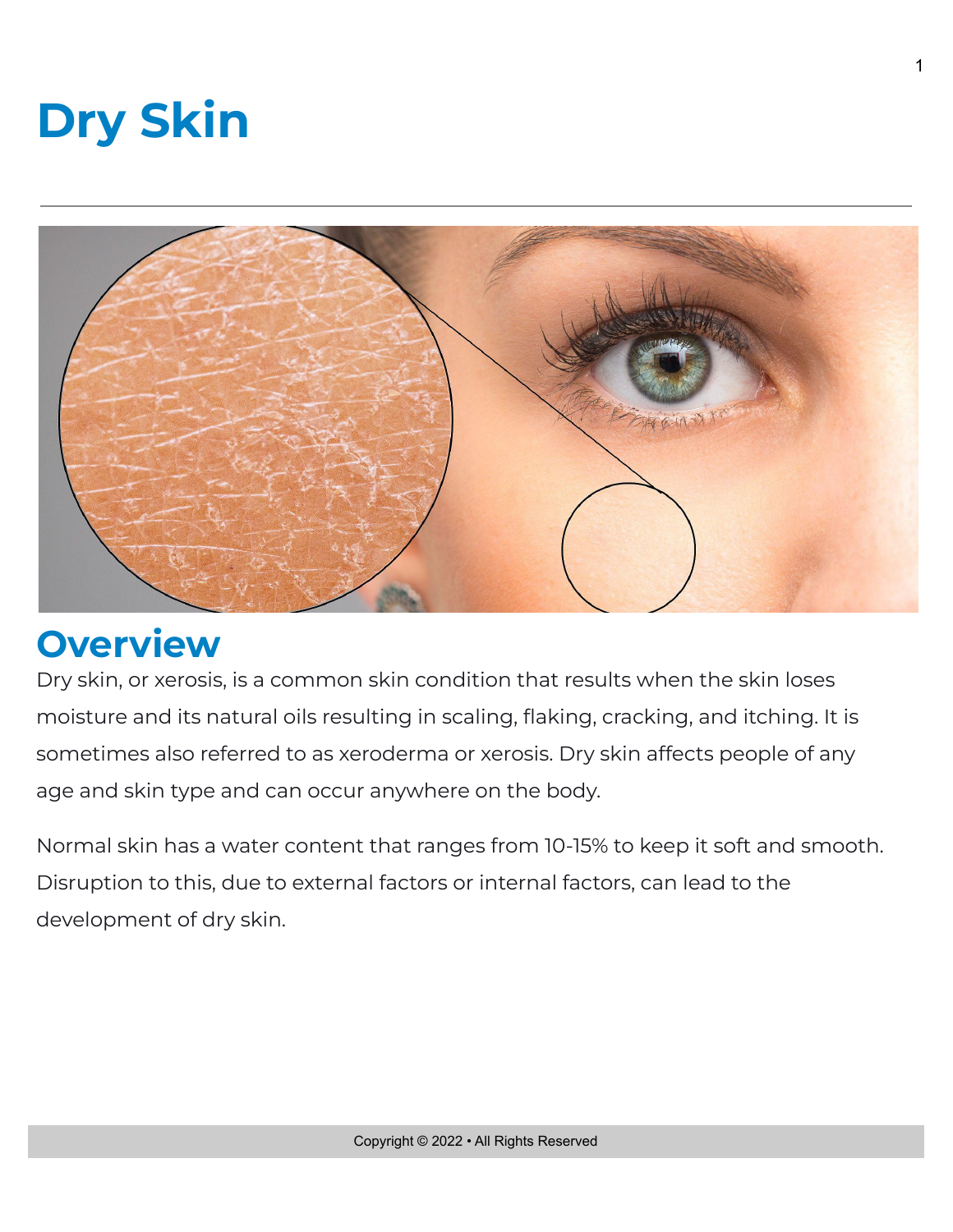# Dry Skin

## Overview

Dry skin, or xerosis, is a common skin condition that results when the skin loses moisture and its natural oils resulting in scaling, flaking, cracking, and itching. It is sometimes also referred to as xeroderma or xerosis. Dry skin affects people of any age and skin type and can occur anywhere on the body.

Normal skin has a water content that ranges from 10-15% to keep it soft and smooth. Disruption to this, due to external factors or internal factors, can lead to the development of dry skin.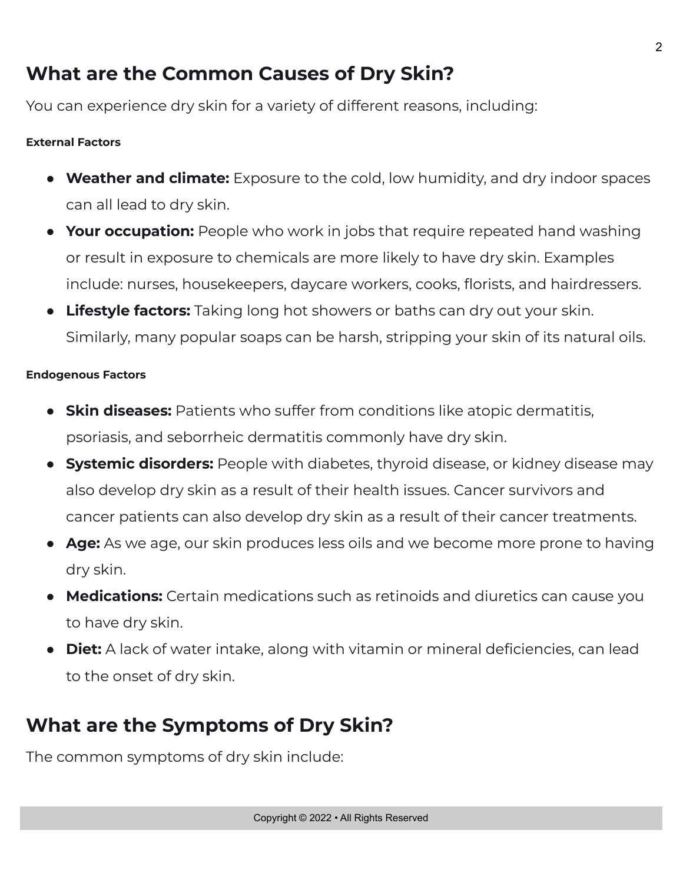## What are the Common Causes of Dry Skin?

You can experience dry skin for a variety of different reasons, including:

**External Factors**

- **Weather and climate:** Exposure to the cold, low humidity, and dry indoor spaces can all lead to dry skin.
- **Your occupation:** People who work in jobs that require repeated hand washing or result in exposure to chemicals are more likely to have dry skin. Examples include: nurses, housekeepers, daycare workers, cooks, florists, and hairdressers.
- **Lifestyle factors:** Taking long hot showers or baths can dry out your skin. Similarly, many popular soaps can be harsh, stripping your skin of its natural oils.

**Endogenous Factors**

- **Skin diseases:** Patients who suffer from conditions like atopic dermatitis, psoriasis, and seborrheic dermatitis commonly have dry skin.
- **Systemic disorders:** People with diabetes, thyroid disease, or kidney disease may also develop dry skin as a result of their health issues. Cancer survivors and cancer patients can also develop dry skin as a result of their cancer treatments.
- **Age:** As we age, our skin produces less oils and we become more prone to having dry skin.
- **Medications:** Certain medications such as retinoids and diuretics can cause you to have dry skin.
- **Diet:** A lack of water intake, along with vitamin or mineral deficiencies, can lead to the onset of dry skin.

## What are the Symptoms of Dry Skin?

The common symptoms of dry skin include: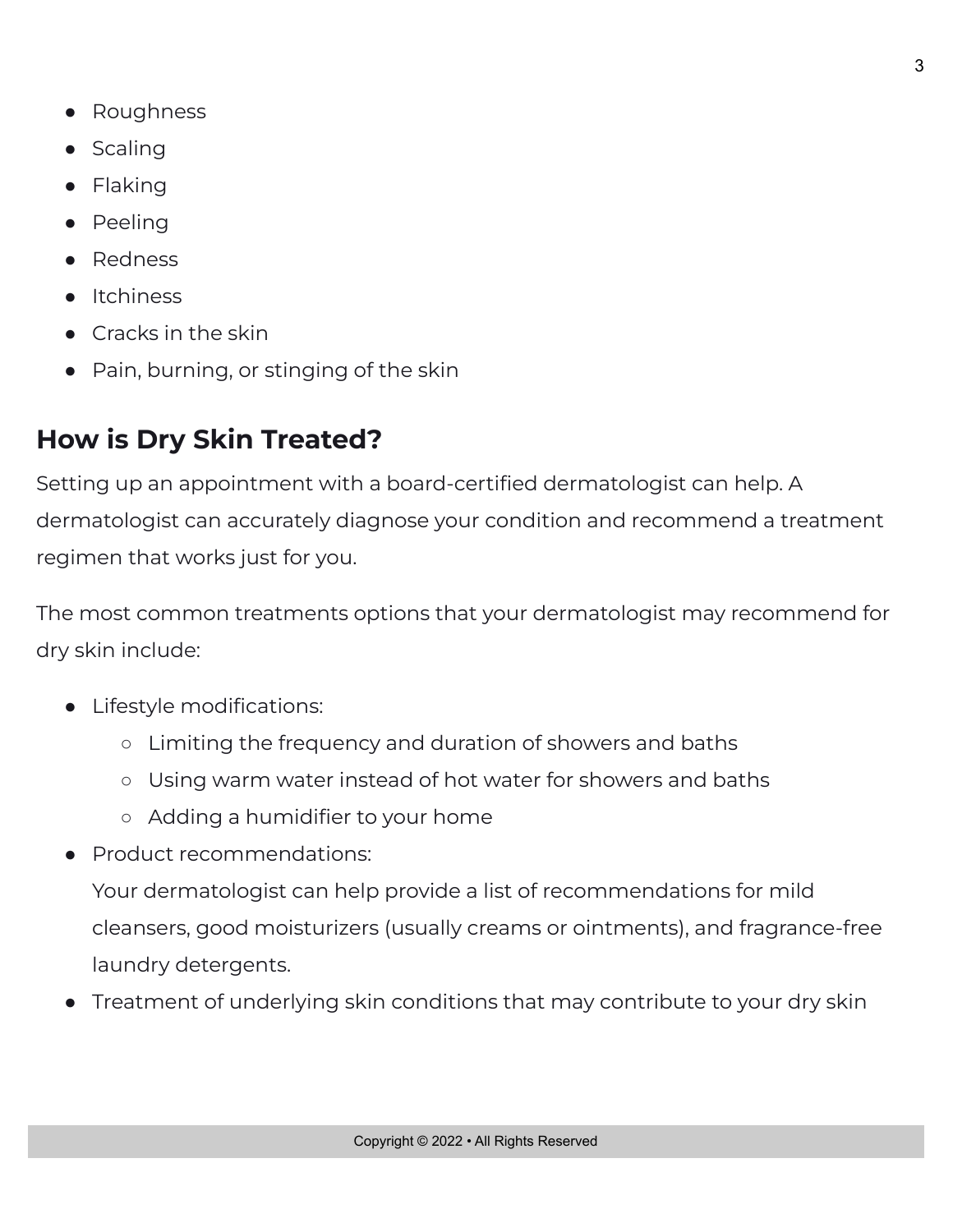- Roughness
- Scaling
- Flaking
- Peeling
- Redness
- Itchiness
- Cracks in the skin
- Pain, burning, or stinging of the skin

## How is Dry Skin Treated?

Setting up an appointment with a board-certified dermatologist can help. A dermatologist can accurately diagnose your condition and recommend a treatment regimen that works just for you.

The most common treatments options that your dermatologist may recommend for dry skin include:

- Lifestyle modifications:
  - Limiting the frequency and duration of showers and baths
  - Using warm water instead of hot water for showers and baths
  - Adding a humidifier to your home
- Product recommendations:
  Your dermatologist can help provide a list of recommendations for mild cleansers, good moisturizers (usually creams or ointments), and fragrance-free laundry detergents.
- Treatment of underlying skin conditions that may contribute to your dry skin